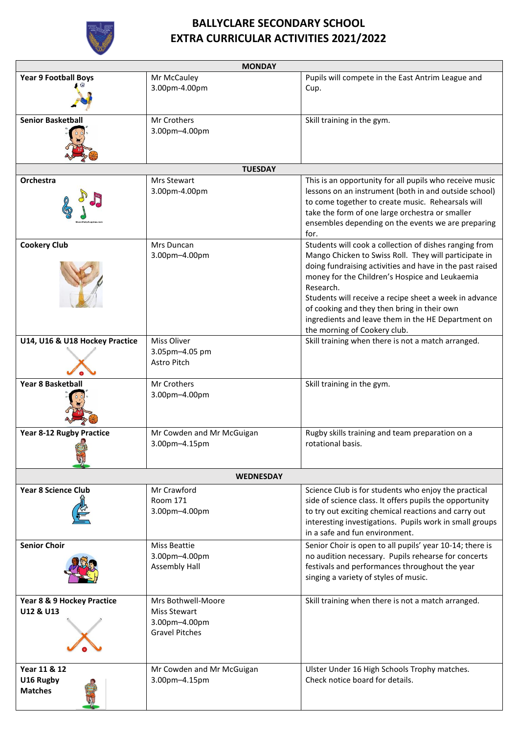# BALLYCLARE SECONDARY SCHOOL
# EXTRA CURRICULAR ACTIVITIES 2021/2022

| MONDAY | | |
|---|---|---|
| **Year 9 Football Boys** | Mr McCauley<br>3.00pm-4.00pm | Pupils will compete in the East Antrim League and Cup. |
| **Senior Basketball** | Mr Crothers<br>3.00pm–4.00pm | Skill training in the gym. |
| **TUESDAY** | | |
| **Orchestra** | Mrs Stewart<br>3.00pm-4.00pm | This is an opportunity for all pupils who receive music lessons on an instrument (both in and outside school) to come together to create music. Rehearsals will take the form of one large orchestra or smaller ensembles depending on the events we are preparing for. |
| **Cookery Club** | Mrs Duncan<br>3.00pm–4.00pm | Students will cook a collection of dishes ranging from Mango Chicken to Swiss Roll. They will participate in doing fundraising activities and have in the past raised money for the Children's Hospice and Leukaemia Research.<br>Students will receive a recipe sheet a week in advance of cooking and they then bring in their own ingredients and leave them in the HE Department on the morning of Cookery club. |
| **U14, U16 & U18 Hockey Practice** | Miss Oliver<br>3.05pm–4.05 pm<br>Astro Pitch | Skill training when there is not a match arranged. |
| **Year 8 Basketball** | Mr Crothers<br>3.00pm–4.00pm | Skill training in the gym. |
| **Year 8-12 Rugby Practice** | Mr Cowden and Mr McGuigan<br>3.00pm–4.15pm | Rugby skills training and team preparation on a rotational basis. |
| **WEDNESDAY** | | |
| **Year 8 Science Club** | Mr Crawford<br>Room 171<br>3.00pm–4.00pm | Science Club is for students who enjoy the practical side of science class. It offers pupils the opportunity to try out exciting chemical reactions and carry out interesting investigations. Pupils work in small groups in a safe and fun environment. |
| **Senior Choir** | Miss Beattie<br>3.00pm–4.00pm<br>Assembly Hall | Senior Choir is open to all pupils' year 10-14; there is no audition necessary. Pupils rehearse for concerts festivals and performances throughout the year singing a variety of styles of music. |
| **Year 8 & 9 Hockey Practice U12 & U13** | Mrs Bothwell-Moore<br>Miss Stewart<br>3.00pm–4.00pm<br>Gravel Pitches | Skill training when there is not a match arranged. |
| **Year 11 & 12 U16 Rugby Matches** | Mr Cowden and Mr McGuigan<br>3.00pm–4.15pm | Ulster Under 16 High Schools Trophy matches.<br>Check notice board for details. |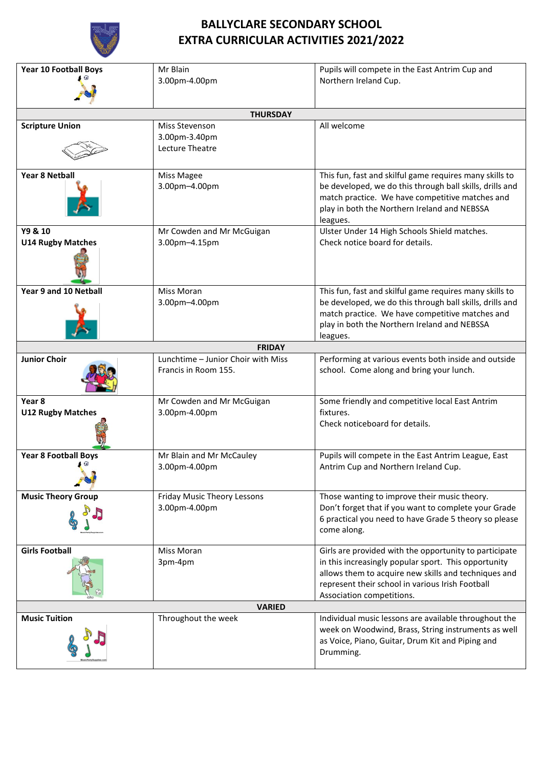# BALLYCLARE SECONDARY SCHOOL
# EXTRA CURRICULAR ACTIVITIES 2021/2022

| | | |
|---|---|---|
| **Year 10 Football Boys** | Mr Blain<br>3.00pm-4.00pm | Pupils will compete in the East Antrim Cup and Northern Ireland Cup. |
| | **THURSDAY** | |
| **Scripture Union** | Miss Stevenson<br>3.00pm-3.40pm<br>Lecture Theatre | All welcome |
| **Year 8 Netball** | Miss Magee<br>3.00pm–4.00pm | This fun, fast and skilful game requires many skills to be developed, we do this through ball skills, drills and match practice. We have competitive matches and play in both the Northern Ireland and NEBSSA leagues. |
| **Y9 & 10**<br>**U14 Rugby Matches** | Mr Cowden and Mr McGuigan<br>3.00pm–4.15pm | Ulster Under 14 High Schools Shield matches.<br>Check notice board for details. |
| **Year 9 and 10 Netball** | Miss Moran<br>3.00pm–4.00pm | This fun, fast and skilful game requires many skills to be developed, we do this through ball skills, drills and match practice. We have competitive matches and play in both the Northern Ireland and NEBSSA leagues. |
| | **FRIDAY** | |
| **Junior Choir** | Lunchtime – Junior Choir with Miss Francis in Room 155. | Performing at various events both inside and outside school. Come along and bring your lunch. |
| **Year 8**<br>**U12 Rugby Matches** | Mr Cowden and Mr McGuigan<br>3.00pm-4.00pm | Some friendly and competitive local East Antrim fixtures.<br>Check noticeboard for details. |
| **Year 8 Football Boys** | Mr Blain and Mr McCauley<br>3.00pm-4.00pm | Pupils will compete in the East Antrim League, East Antrim Cup and Northern Ireland Cup. |
| **Music Theory Group** | Friday Music Theory Lessons<br>3.00pm-4.00pm | Those wanting to improve their music theory.<br>Don't forget that if you want to complete your Grade 6 practical you need to have Grade 5 theory so please come along. |
| **Girls Football** | Miss Moran<br>3pm-4pm | Girls are provided with the opportunity to participate in this increasingly popular sport. This opportunity allows them to acquire new skills and techniques and represent their school in various Irish Football Association competitions. |
| | **VARIED** | |
| **Music Tuition** | Throughout the week | Individual music lessons are available throughout the week on Woodwind, Brass, String instruments as well as Voice, Piano, Guitar, Drum Kit and Piping and Drumming. |